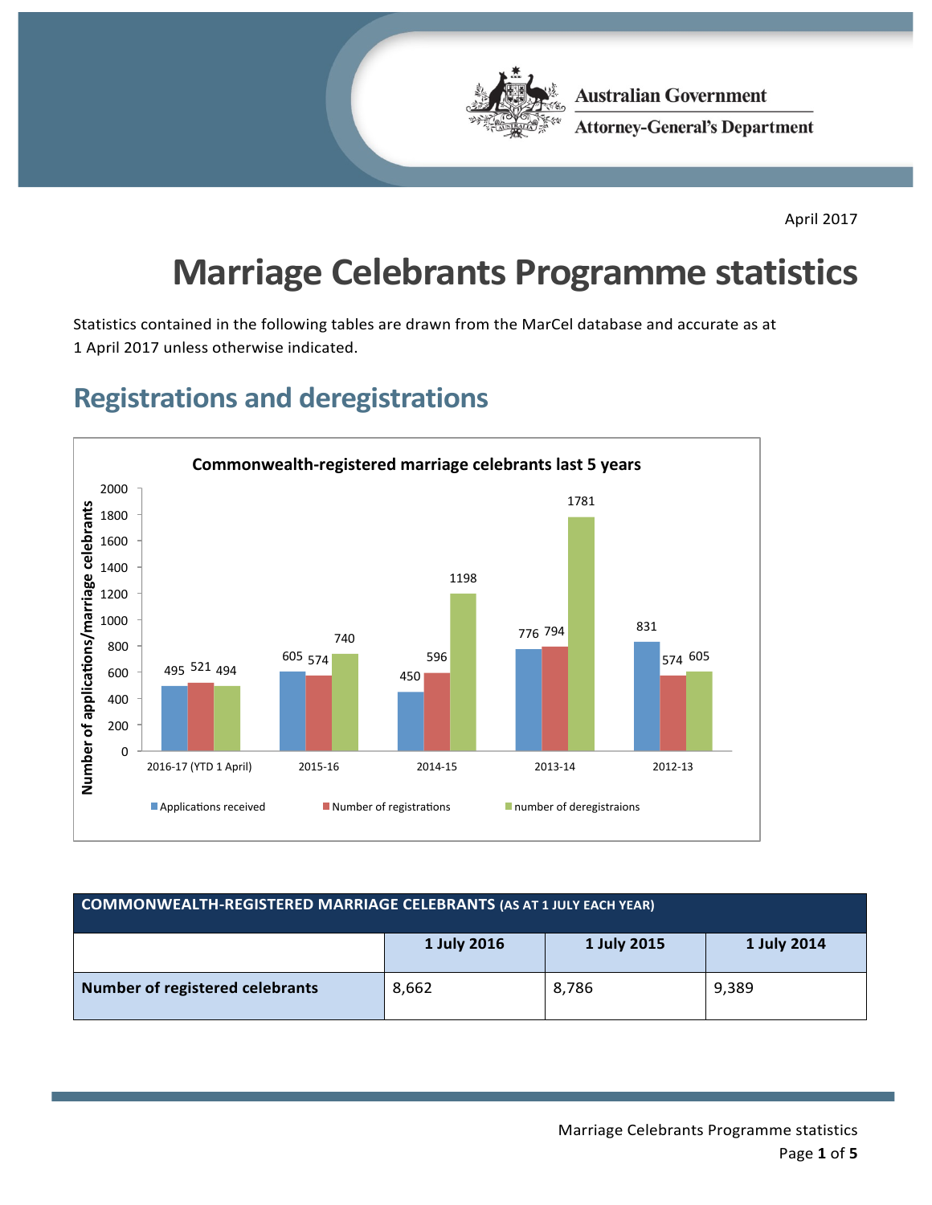April 2017

# Marriage Celebrants Programme statistics

Statistics contained in the following tables are drawn from the MarCel database and accurate as at 1 April 2017 unless otherwise indicated.

## Registrations and deregistrations

**Commonwealth-registered marriage celebrants last 5 years**

| | Applications received | Number of registrations | number of deregistraions |
|---|---|---|---|
| 2016-17 (YTD 1 April) | 495 | 521 | 494 |
| 2015-16 | 605 | 574 | 740 |
| 2014-15 | 450 | 596 | 1198 |
| 2013-14 | 776 | 794 | 1781 |
| 2012-13 | 831 | 574 | 605 |

| COMMONWEALTH-REGISTERED MARRIAGE CELEBRANTS (AS AT 1 JULY EACH YEAR) | | | |
|---|---|---|---|
| | **1 July 2016** | **1 July 2015** | **1 July 2014** |
| **Number of registered celebrants** | 8,662 | 8,786 | 9,389 |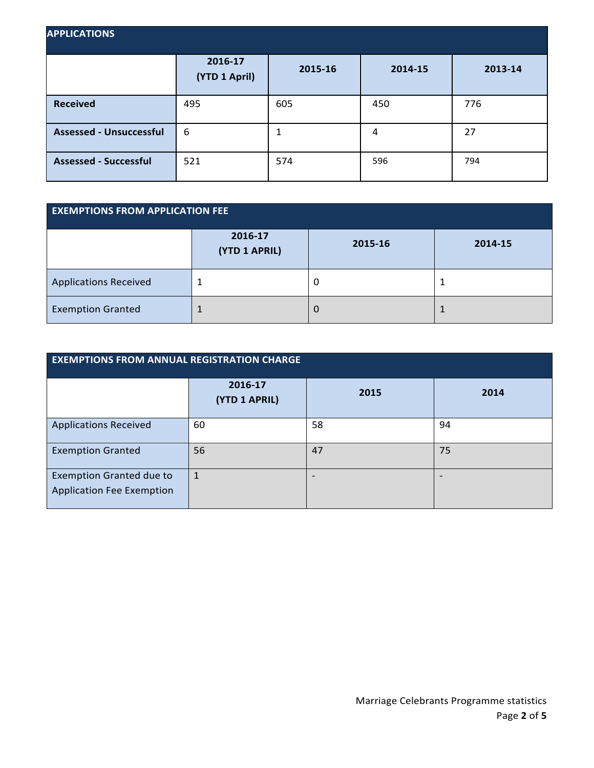## APPLICATIONS

| | 2016-17 (YTD 1 April) | 2015-16 | 2014-15 | 2013-14 |
|---|---|---|---|---|
| **Received** | 495 | 605 | 450 | 776 |
| **Assessed - Unsuccessful** | 6 | 1 | 4 | 27 |
| **Assessed - Successful** | 521 | 574 | 596 | 794 |

## EXEMPTIONS FROM APPLICATION FEE

| | 2016-17 (YTD 1 APRIL) | 2015-16 | 2014-15 |
|---|---|---|---|
| Applications Received | 1 | 0 | 1 |
| Exemption Granted | 1 | 0 | 1 |

## EXEMPTIONS FROM ANNUAL REGISTRATION CHARGE

| | 2016-17 (YTD 1 APRIL) | 2015 | 2014 |
|---|---|---|---|
| Applications Received | 60 | 58 | 94 |
| Exemption Granted | 56 | 47 | 75 |
| Exemption Granted due to Application Fee Exemption | 1 | - | - |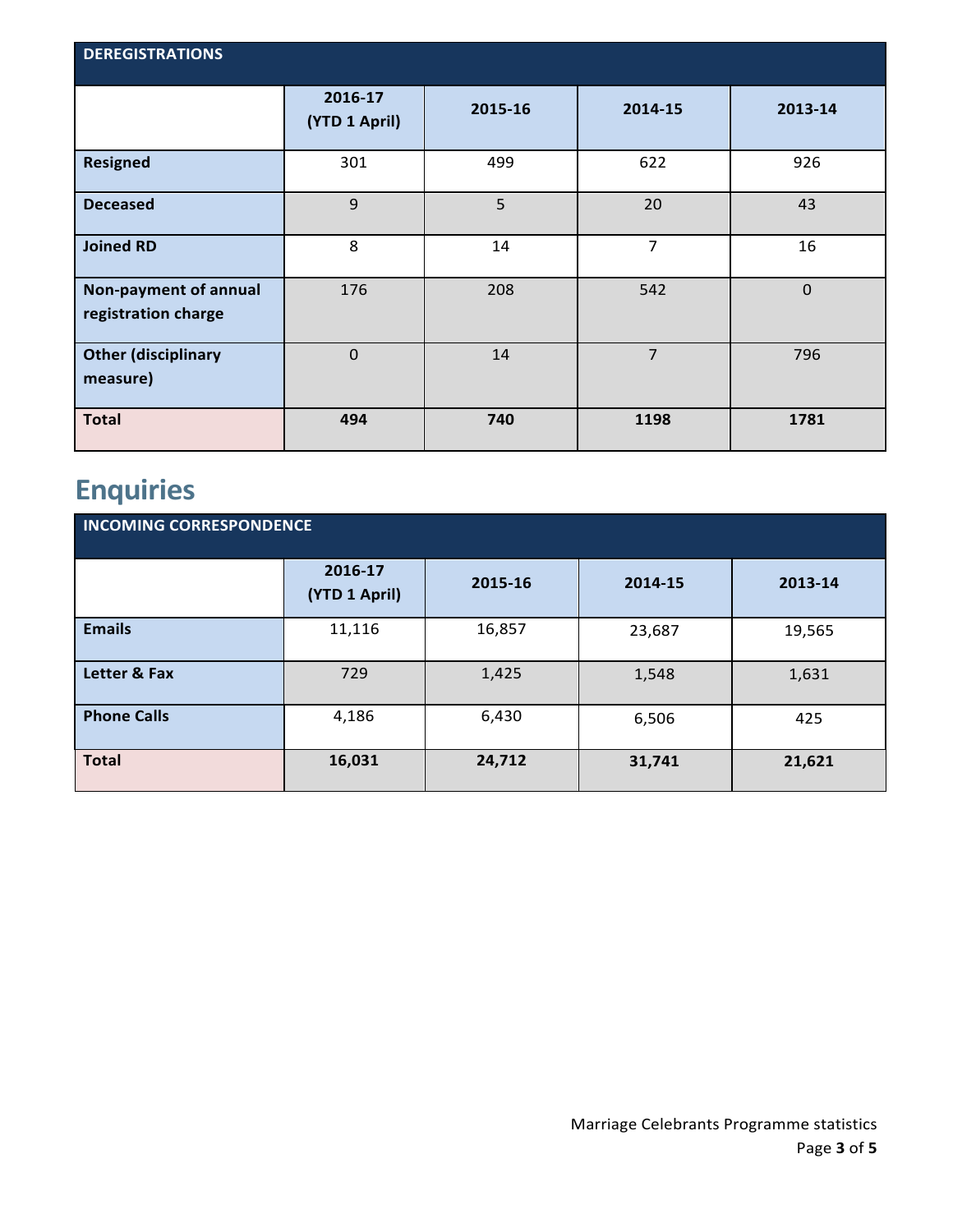| DEREGISTRATIONS | | | | |
|---|---|---|---|---|
| | 2016-17 (YTD 1 April) | 2015-16 | 2014-15 | 2013-14 |
| **Resigned** | 301 | 499 | 622 | 926 |
| **Deceased** | 9 | 5 | 20 | 43 |
| **Joined RD** | 8 | 14 | 7 | 16 |
| **Non-payment of annual registration charge** | 176 | 208 | 542 | 0 |
| **Other (disciplinary measure)** | 0 | 14 | 7 | 796 |
| **Total** | **494** | **740** | **1198** | **1781** |

# Enquiries

| INCOMING CORRESPONDENCE | | | | |
|---|---|---|---|---|
| | 2016-17 (YTD 1 April) | 2015-16 | 2014-15 | 2013-14 |
| **Emails** | 11,116 | 16,857 | 23,687 | 19,565 |
| **Letter & Fax** | 729 | 1,425 | 1,548 | 1,631 |
| **Phone Calls** | 4,186 | 6,430 | 6,506 | 425 |
| **Total** | **16,031** | **24,712** | **31,741** | **21,621** |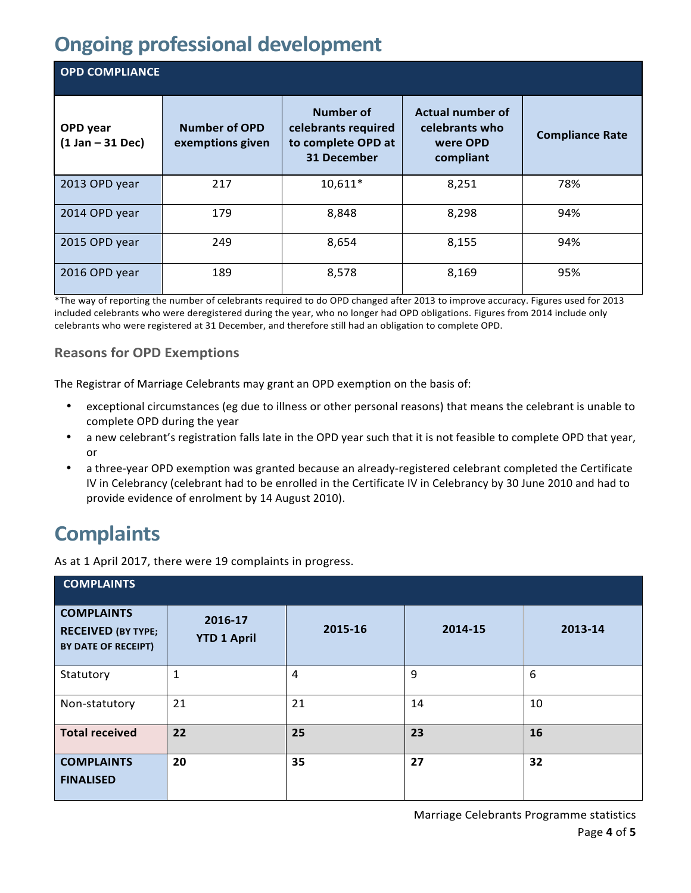# Ongoing professional development

| OPD COMPLIANCE | | | | |
|---|---|---|---|---|
| **OPD year (1 Jan – 31 Dec)** | **Number of OPD exemptions given** | **Number of celebrants required to complete OPD at 31 December** | **Actual number of celebrants who were OPD compliant** | **Compliance Rate** |
| 2013 OPD year | 217 | 10,611* | 8,251 | 78% |
| 2014 OPD year | 179 | 8,848 | 8,298 | 94% |
| 2015 OPD year | 249 | 8,654 | 8,155 | 94% |
| 2016 OPD year | 189 | 8,578 | 8,169 | 95% |

*The way of reporting the number of celebrants required to do OPD changed after 2013 to improve accuracy. Figures used for 2013 included celebrants who were deregistered during the year, who no longer had OPD obligations. Figures from 2014 include only celebrants who were registered at 31 December, and therefore still had an obligation to complete OPD.

### Reasons for OPD Exemptions

The Registrar of Marriage Celebrants may grant an OPD exemption on the basis of:

- exceptional circumstances (eg due to illness or other personal reasons) that means the celebrant is unable to complete OPD during the year
- a new celebrant's registration falls late in the OPD year such that it is not feasible to complete OPD that year, or
- a three-year OPD exemption was granted because an already-registered celebrant completed the Certificate IV in Celebrancy (celebrant had to be enrolled in the Certificate IV in Celebrancy by 30 June 2010 and had to provide evidence of enrolment by 14 August 2010).

# Complaints

As at 1 April 2017, there were 19 complaints in progress.

| COMPLAINTS | | | | |
|---|---|---|---|---|
| **COMPLAINTS RECEIVED (BY TYPE; BY DATE OF RECEIPT)** | **2016-17 YTD 1 April** | **2015-16** | **2014-15** | **2013-14** |
| Statutory | 1 | 4 | 9 | 6 |
| Non-statutory | 21 | 21 | 14 | 10 |
| **Total received** | **22** | **25** | **23** | **16** |
| **COMPLAINTS FINALISED** | **20** | **35** | **27** | **32** |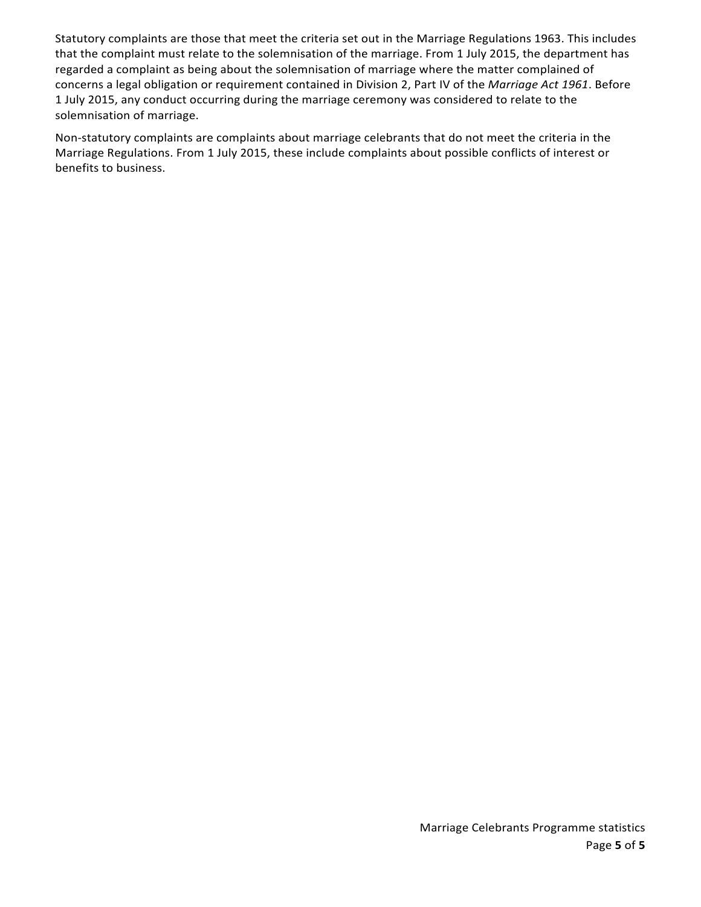Statutory complaints are those that meet the criteria set out in the Marriage Regulations 1963. This includes that the complaint must relate to the solemnisation of the marriage. From 1 July 2015, the department has regarded a complaint as being about the solemnisation of marriage where the matter complained of concerns a legal obligation or requirement contained in Division 2, Part IV of the *Marriage Act 1961*. Before 1 July 2015, any conduct occurring during the marriage ceremony was considered to relate to the solemnisation of marriage.

Non-statutory complaints are complaints about marriage celebrants that do not meet the criteria in the Marriage Regulations. From 1 July 2015, these include complaints about possible conflicts of interest or benefits to business.